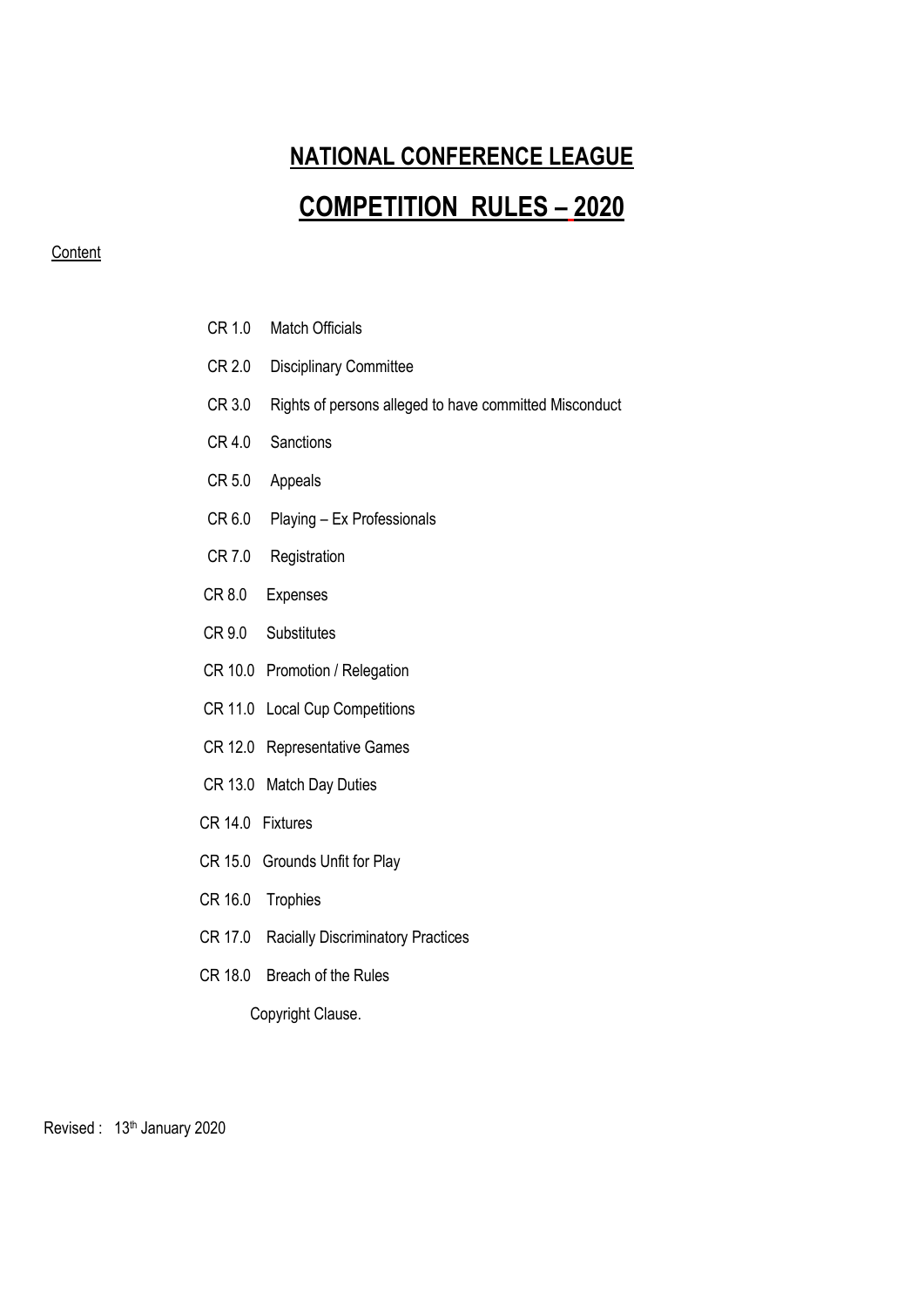# NATIONAL CONFERENCE LEAGUE

# COMPETITION RULES – 2020

Content

- CR 1.0 Match Officials
- CR 2.0 Disciplinary Committee
- CR 3.0 Rights of persons alleged to have committed Misconduct
- CR 4.0 Sanctions
- CR 5.0 Appeals
- CR 6.0 Playing – Ex Professionals
- CR 7.0 Registration
- CR 8.0 Expenses
- CR 9.0 Substitutes
- CR 10.0 Promotion / Relegation
- CR 11.0 Local Cup Competitions
- CR 12.0 Representative Games
- CR 13.0 Match Day Duties
- CR 14.0 Fixtures
- CR 15.0 Grounds Unfit for Play
- CR 16.0 Trophies
- CR 17.0 Racially Discriminatory Practices
- CR 18.0 Breach of the Rules

Copyright Clause.

Revised : 13th January 2020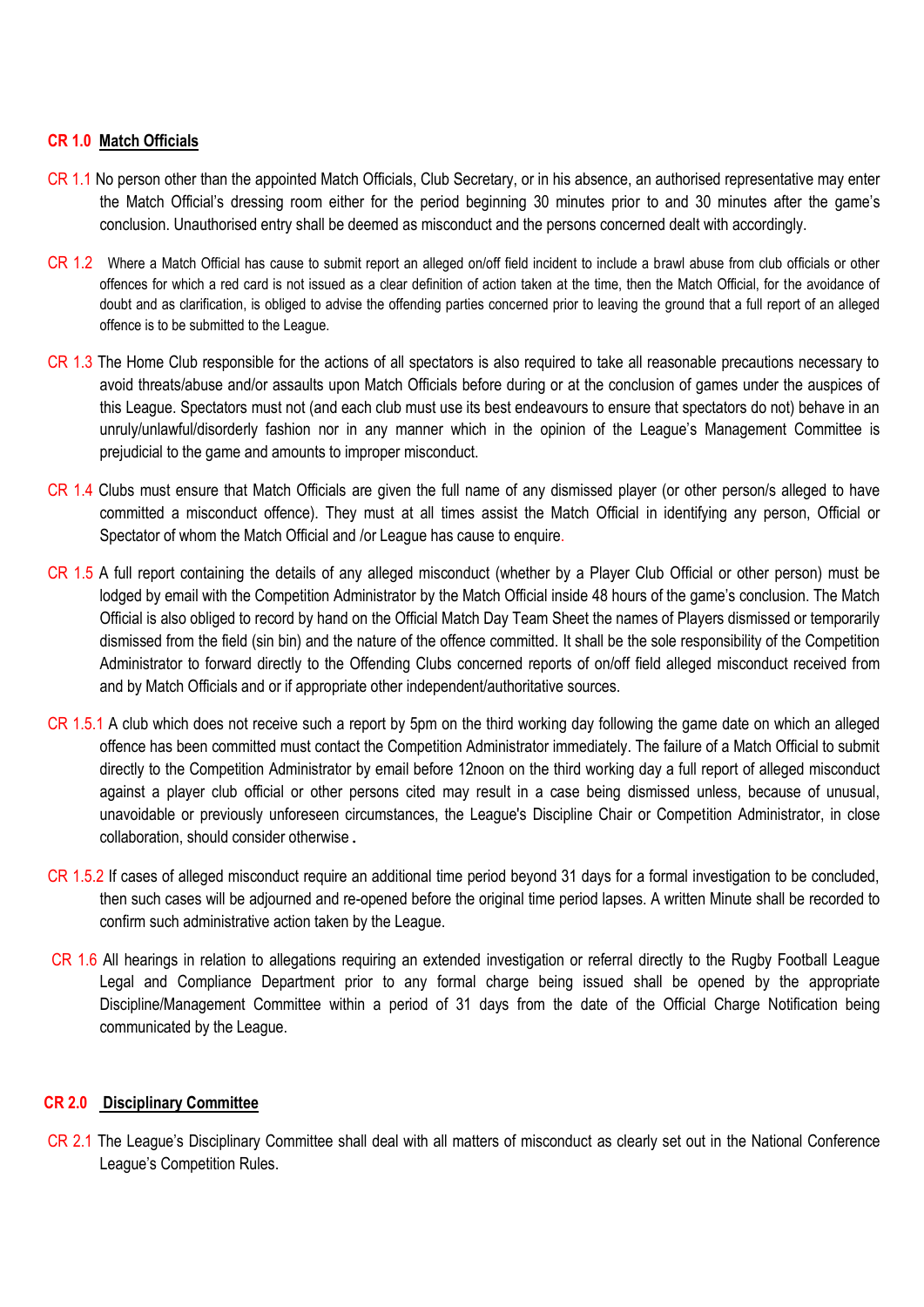## CR 1.0 Match Officials

CR 1.1 No person other than the appointed Match Officials, Club Secretary, or in his absence, an authorised representative may enter the Match Official's dressing room either for the period beginning 30 minutes prior to and 30 minutes after the game's conclusion. Unauthorised entry shall be deemed as misconduct and the persons concerned dealt with accordingly.

CR 1.2 Where a Match Official has cause to submit report an alleged on/off field incident to include a brawl abuse from club officials or other offences for which a red card is not issued as a clear definition of action taken at the time, then the Match Official, for the avoidance of doubt and as clarification, is obliged to advise the offending parties concerned prior to leaving the ground that a full report of an alleged offence is to be submitted to the League.

CR 1.3 The Home Club responsible for the actions of all spectators is also required to take all reasonable precautions necessary to avoid threats/abuse and/or assaults upon Match Officials before during or at the conclusion of games under the auspices of this League. Spectators must not (and each club must use its best endeavours to ensure that spectators do not) behave in an unruly/unlawful/disorderly fashion nor in any manner which in the opinion of the League's Management Committee is prejudicial to the game and amounts to improper misconduct.

CR 1.4 Clubs must ensure that Match Officials are given the full name of any dismissed player (or other person/s alleged to have committed a misconduct offence). They must at all times assist the Match Official in identifying any person, Official or Spectator of whom the Match Official and /or League has cause to enquire.

CR 1.5 A full report containing the details of any alleged misconduct (whether by a Player Club Official or other person) must be lodged by email with the Competition Administrator by the Match Official inside 48 hours of the game's conclusion. The Match Official is also obliged to record by hand on the Official Match Day Team Sheet the names of Players dismissed or temporarily dismissed from the field (sin bin) and the nature of the offence committed. It shall be the sole responsibility of the Competition Administrator to forward directly to the Offending Clubs concerned reports of on/off field alleged misconduct received from and by Match Officials and or if appropriate other independent/authoritative sources.

CR 1.5.1 A club which does not receive such a report by 5pm on the third working day following the game date on which an alleged offence has been committed must contact the Competition Administrator immediately. The failure of a Match Official to submit directly to the Competition Administrator by email before 12noon on the third working day a full report of alleged misconduct against a player club official or other persons cited may result in a case being dismissed unless, because of unusual, unavoidable or previously unforeseen circumstances, the League's Discipline Chair or Competition Administrator, in close collaboration, should consider otherwise.

CR 1.5.2 If cases of alleged misconduct require an additional time period beyond 31 days for a formal investigation to be concluded, then such cases will be adjourned and re-opened before the original time period lapses. A written Minute shall be recorded to confirm such administrative action taken by the League.

CR 1.6 All hearings in relation to allegations requiring an extended investigation or referral directly to the Rugby Football League Legal and Compliance Department prior to any formal charge being issued shall be opened by the appropriate Discipline/Management Committee within a period of 31 days from the date of the Official Charge Notification being communicated by the League.

## CR 2.0 Disciplinary Committee

CR 2.1 The League's Disciplinary Committee shall deal with all matters of misconduct as clearly set out in the National Conference League's Competition Rules.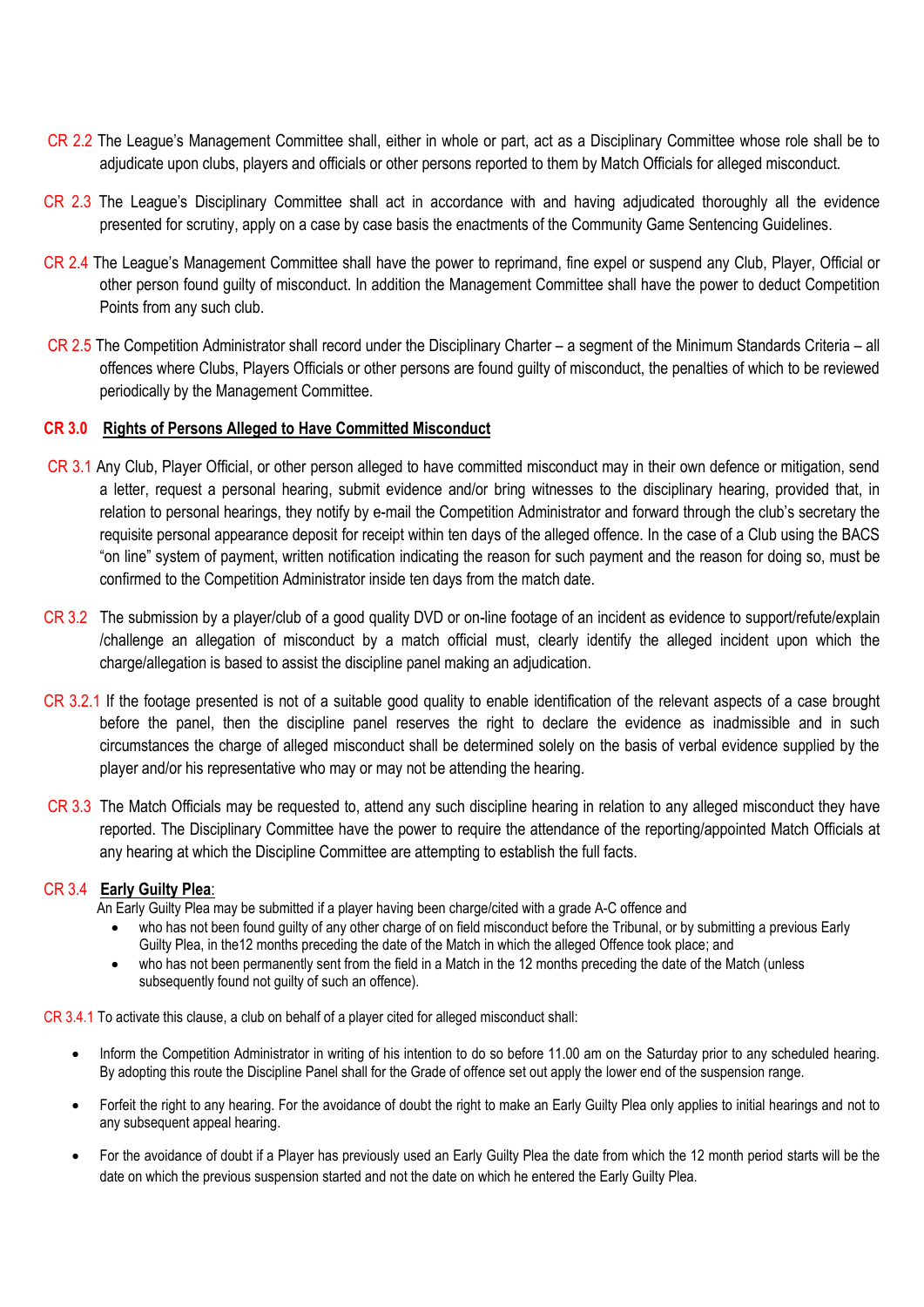CR 2.2 The League's Management Committee shall, either in whole or part, act as a Disciplinary Committee whose role shall be to adjudicate upon clubs, players and officials or other persons reported to them by Match Officials for alleged misconduct.

CR 2.3 The League's Disciplinary Committee shall act in accordance with and having adjudicated thoroughly all the evidence presented for scrutiny, apply on a case by case basis the enactments of the Community Game Sentencing Guidelines.

CR 2.4 The League's Management Committee shall have the power to reprimand, fine expel or suspend any Club, Player, Official or other person found guilty of misconduct. In addition the Management Committee shall have the power to deduct Competition Points from any such club.

CR 2.5 The Competition Administrator shall record under the Disciplinary Charter – a segment of the Minimum Standards Criteria – all offences where Clubs, Players Officials or other persons are found guilty of misconduct, the penalties of which to be reviewed periodically by the Management Committee.

## CR 3.0 Rights of Persons Alleged to Have Committed Misconduct

CR 3.1 Any Club, Player Official, or other person alleged to have committed misconduct may in their own defence or mitigation, send a letter, request a personal hearing, submit evidence and/or bring witnesses to the disciplinary hearing, provided that, in relation to personal hearings, they notify by e-mail the Competition Administrator and forward through the club's secretary the requisite personal appearance deposit for receipt within ten days of the alleged offence. In the case of a Club using the BACS "on line" system of payment, written notification indicating the reason for such payment and the reason for doing so, must be confirmed to the Competition Administrator inside ten days from the match date.

CR 3.2 The submission by a player/club of a good quality DVD or on-line footage of an incident as evidence to support/refute/explain /challenge an allegation of misconduct by a match official must, clearly identify the alleged incident upon which the charge/allegation is based to assist the discipline panel making an adjudication.

CR 3.2.1 If the footage presented is not of a suitable good quality to enable identification of the relevant aspects of a case brought before the panel, then the discipline panel reserves the right to declare the evidence as inadmissible and in such circumstances the charge of alleged misconduct shall be determined solely on the basis of verbal evidence supplied by the player and/or his representative who may or may not be attending the hearing.

CR 3.3 The Match Officials may be requested to, attend any such discipline hearing in relation to any alleged misconduct they have reported. The Disciplinary Committee have the power to require the attendance of the reporting/appointed Match Officials at any hearing at which the Discipline Committee are attempting to establish the full facts.

CR 3.4 **Early Guilty Plea**:

An Early Guilty Plea may be submitted if a player having been charge/cited with a grade A-C offence and

- who has not been found guilty of any other charge of on field misconduct before the Tribunal, or by submitting a previous Early Guilty Plea, in the12 months preceding the date of the Match in which the alleged Offence took place; and
- who has not been permanently sent from the field in a Match in the 12 months preceding the date of the Match (unless subsequently found not guilty of such an offence).

CR 3.4.1 To activate this clause, a club on behalf of a player cited for alleged misconduct shall:

- Inform the Competition Administrator in writing of his intention to do so before 11.00 am on the Saturday prior to any scheduled hearing. By adopting this route the Discipline Panel shall for the Grade of offence set out apply the lower end of the suspension range.
- Forfeit the right to any hearing. For the avoidance of doubt the right to make an Early Guilty Plea only applies to initial hearings and not to any subsequent appeal hearing.
- For the avoidance of doubt if a Player has previously used an Early Guilty Plea the date from which the 12 month period starts will be the date on which the previous suspension started and not the date on which he entered the Early Guilty Plea.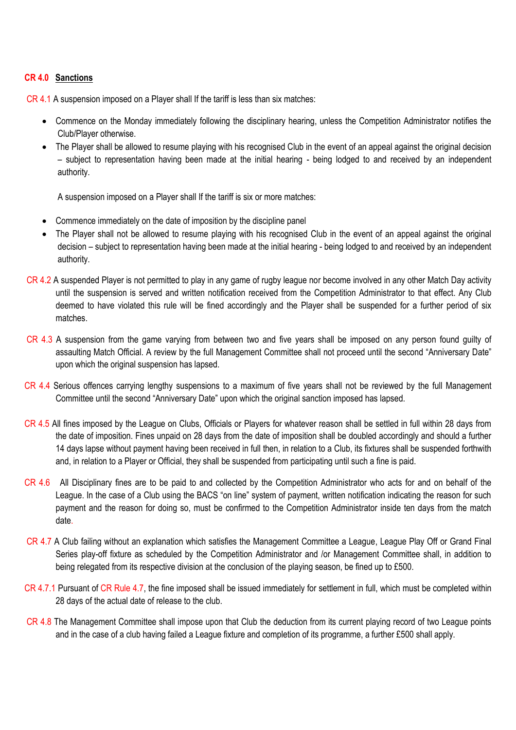## CR 4.0 Sanctions

CR 4.1 A suspension imposed on a Player shall If the tariff is less than six matches:

- Commence on the Monday immediately following the disciplinary hearing, unless the Competition Administrator notifies the Club/Player otherwise.
- The Player shall be allowed to resume playing with his recognised Club in the event of an appeal against the original decision – subject to representation having been made at the initial hearing - being lodged to and received by an independent authority.

A suspension imposed on a Player shall If the tariff is six or more matches:

- Commence immediately on the date of imposition by the discipline panel
- The Player shall not be allowed to resume playing with his recognised Club in the event of an appeal against the original decision – subject to representation having been made at the initial hearing - being lodged to and received by an independent authority.

CR 4.2 A suspended Player is not permitted to play in any game of rugby league nor become involved in any other Match Day activity until the suspension is served and written notification received from the Competition Administrator to that effect. Any Club deemed to have violated this rule will be fined accordingly and the Player shall be suspended for a further period of six matches.

CR 4.3 A suspension from the game varying from between two and five years shall be imposed on any person found guilty of assaulting Match Official. A review by the full Management Committee shall not proceed until the second "Anniversary Date" upon which the original suspension has lapsed.

CR 4.4 Serious offences carrying lengthy suspensions to a maximum of five years shall not be reviewed by the full Management Committee until the second "Anniversary Date" upon which the original sanction imposed has lapsed.

CR 4.5 All fines imposed by the League on Clubs, Officials or Players for whatever reason shall be settled in full within 28 days from the date of imposition. Fines unpaid on 28 days from the date of imposition shall be doubled accordingly and should a further 14 days lapse without payment having been received in full then, in relation to a Club, its fixtures shall be suspended forthwith and, in relation to a Player or Official, they shall be suspended from participating until such a fine is paid.

CR 4.6 All Disciplinary fines are to be paid to and collected by the Competition Administrator who acts for and on behalf of the League. In the case of a Club using the BACS "on line" system of payment, written notification indicating the reason for such payment and the reason for doing so, must be confirmed to the Competition Administrator inside ten days from the match date.

CR 4.7 A Club failing without an explanation which satisfies the Management Committee a League, League Play Off or Grand Final Series play-off fixture as scheduled by the Competition Administrator and /or Management Committee shall, in addition to being relegated from its respective division at the conclusion of the playing season, be fined up to £500.

CR 4.7.1 Pursuant of CR Rule 4.7, the fine imposed shall be issued immediately for settlement in full, which must be completed within 28 days of the actual date of release to the club.

CR 4.8 The Management Committee shall impose upon that Club the deduction from its current playing record of two League points and in the case of a club having failed a League fixture and completion of its programme, a further £500 shall apply.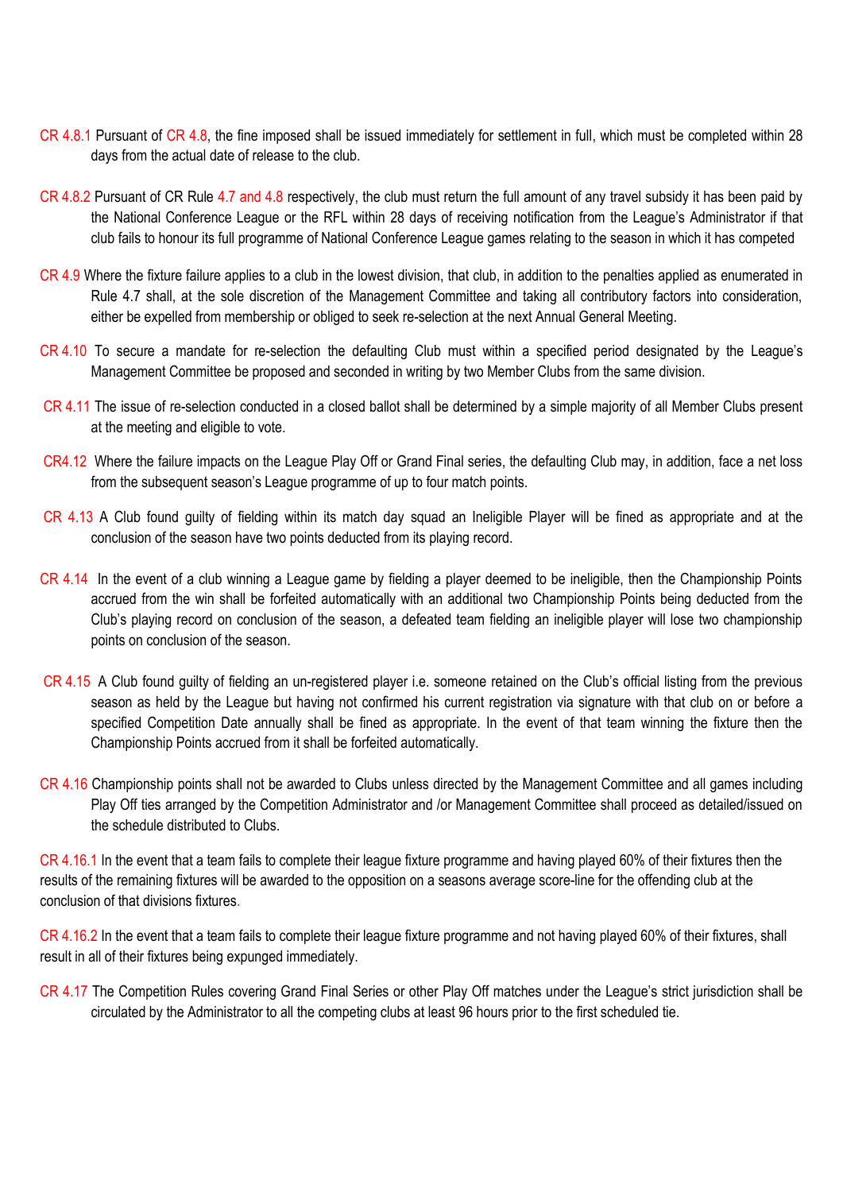CR 4.8.1 Pursuant of CR 4.8, the fine imposed shall be issued immediately for settlement in full, which must be completed within 28 days from the actual date of release to the club.

CR 4.8.2 Pursuant of CR Rule 4.7 and 4.8 respectively, the club must return the full amount of any travel subsidy it has been paid by the National Conference League or the RFL within 28 days of receiving notification from the League's Administrator if that club fails to honour its full programme of National Conference League games relating to the season in which it has competed

CR 4.9 Where the fixture failure applies to a club in the lowest division, that club, in addition to the penalties applied as enumerated in Rule 4.7 shall, at the sole discretion of the Management Committee and taking all contributory factors into consideration, either be expelled from membership or obliged to seek re-selection at the next Annual General Meeting.

CR 4.10 To secure a mandate for re-selection the defaulting Club must within a specified period designated by the League's Management Committee be proposed and seconded in writing by two Member Clubs from the same division.

CR 4.11 The issue of re-selection conducted in a closed ballot shall be determined by a simple majority of all Member Clubs present at the meeting and eligible to vote.

CR4.12 Where the failure impacts on the League Play Off or Grand Final series, the defaulting Club may, in addition, face a net loss from the subsequent season's League programme of up to four match points.

CR 4.13 A Club found guilty of fielding within its match day squad an Ineligible Player will be fined as appropriate and at the conclusion of the season have two points deducted from its playing record.

CR 4.14 In the event of a club winning a League game by fielding a player deemed to be ineligible, then the Championship Points accrued from the win shall be forfeited automatically with an additional two Championship Points being deducted from the Club's playing record on conclusion of the season, a defeated team fielding an ineligible player will lose two championship points on conclusion of the season.

CR 4.15 A Club found guilty of fielding an un-registered player i.e. someone retained on the Club's official listing from the previous season as held by the League but having not confirmed his current registration via signature with that club on or before a specified Competition Date annually shall be fined as appropriate. In the event of that team winning the fixture then the Championship Points accrued from it shall be forfeited automatically.

CR 4.16 Championship points shall not be awarded to Clubs unless directed by the Management Committee and all games including Play Off ties arranged by the Competition Administrator and /or Management Committee shall proceed as detailed/issued on the schedule distributed to Clubs.

CR 4.16.1 In the event that a team fails to complete their league fixture programme and having played 60% of their fixtures then the results of the remaining fixtures will be awarded to the opposition on a seasons average score-line for the offending club at the conclusion of that divisions fixtures.

CR 4.16.2 In the event that a team fails to complete their league fixture programme and not having played 60% of their fixtures, shall result in all of their fixtures being expunged immediately.

CR 4.17 The Competition Rules covering Grand Final Series or other Play Off matches under the League's strict jurisdiction shall be circulated by the Administrator to all the competing clubs at least 96 hours prior to the first scheduled tie.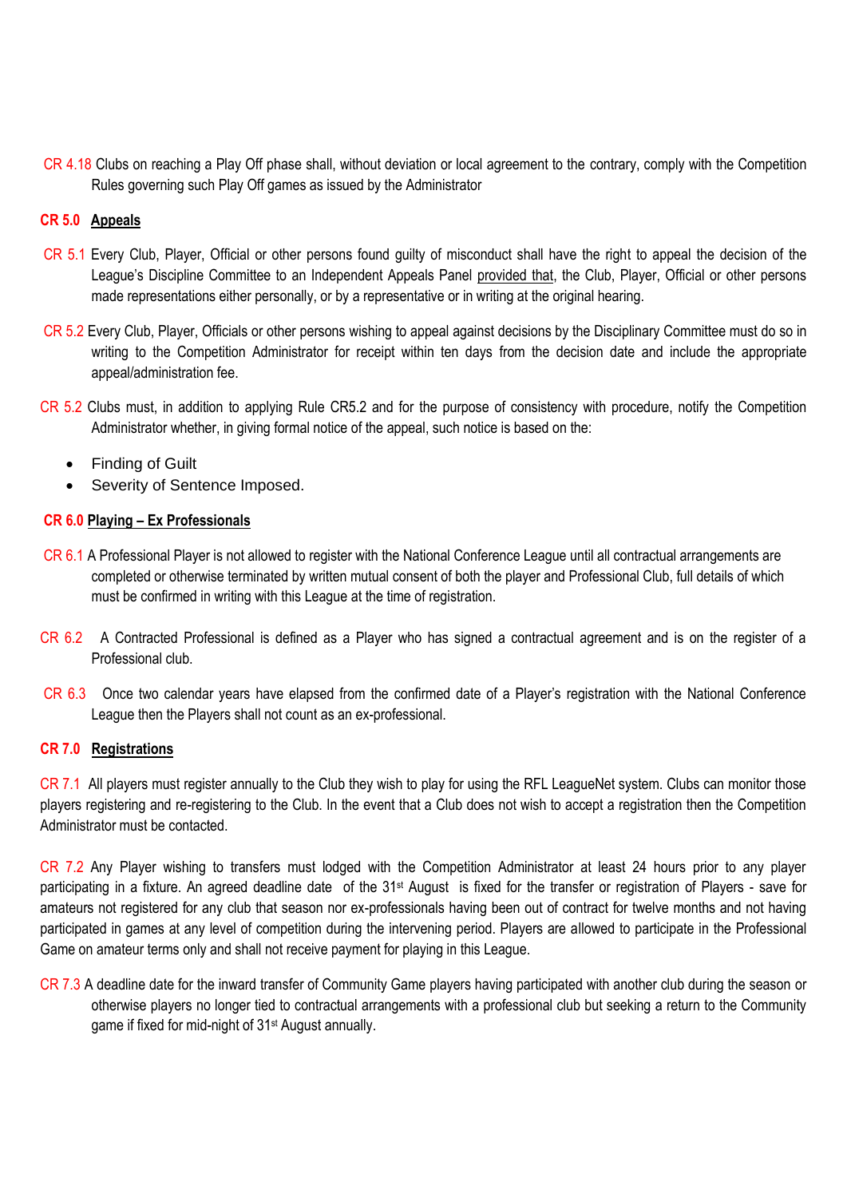CR 4.18 Clubs on reaching a Play Off phase shall, without deviation or local agreement to the contrary, comply with the Competition Rules governing such Play Off games as issued by the Administrator

## CR 5.0 Appeals

CR 5.1 Every Club, Player, Official or other persons found guilty of misconduct shall have the right to appeal the decision of the League's Discipline Committee to an Independent Appeals Panel provided that, the Club, Player, Official or other persons made representations either personally, or by a representative or in writing at the original hearing.

CR 5.2 Every Club, Player, Officials or other persons wishing to appeal against decisions by the Disciplinary Committee must do so in writing to the Competition Administrator for receipt within ten days from the decision date and include the appropriate appeal/administration fee.

CR 5.2 Clubs must, in addition to applying Rule CR5.2 and for the purpose of consistency with procedure, notify the Competition Administrator whether, in giving formal notice of the appeal, such notice is based on the:

- Finding of Guilt
- Severity of Sentence Imposed.

## CR 6.0 Playing – Ex Professionals

CR 6.1 A Professional Player is not allowed to register with the National Conference League until all contractual arrangements are completed or otherwise terminated by written mutual consent of both the player and Professional Club, full details of which must be confirmed in writing with this League at the time of registration.

CR 6.2 A Contracted Professional is defined as a Player who has signed a contractual agreement and is on the register of a Professional club.

CR 6.3 Once two calendar years have elapsed from the confirmed date of a Player's registration with the National Conference League then the Players shall not count as an ex-professional.

## CR 7.0 Registrations

CR 7.1 All players must register annually to the Club they wish to play for using the RFL LeagueNet system. Clubs can monitor those players registering and re-registering to the Club. In the event that a Club does not wish to accept a registration then the Competition Administrator must be contacted.

CR 7.2 Any Player wishing to transfers must lodged with the Competition Administrator at least 24 hours prior to any player participating in a fixture. An agreed deadline date of the 31st August is fixed for the transfer or registration of Players - save for amateurs not registered for any club that season nor ex-professionals having been out of contract for twelve months and not having participated in games at any level of competition during the intervening period. Players are allowed to participate in the Professional Game on amateur terms only and shall not receive payment for playing in this League.

CR 7.3 A deadline date for the inward transfer of Community Game players having participated with another club during the season or otherwise players no longer tied to contractual arrangements with a professional club but seeking a return to the Community game if fixed for mid-night of 31st August annually.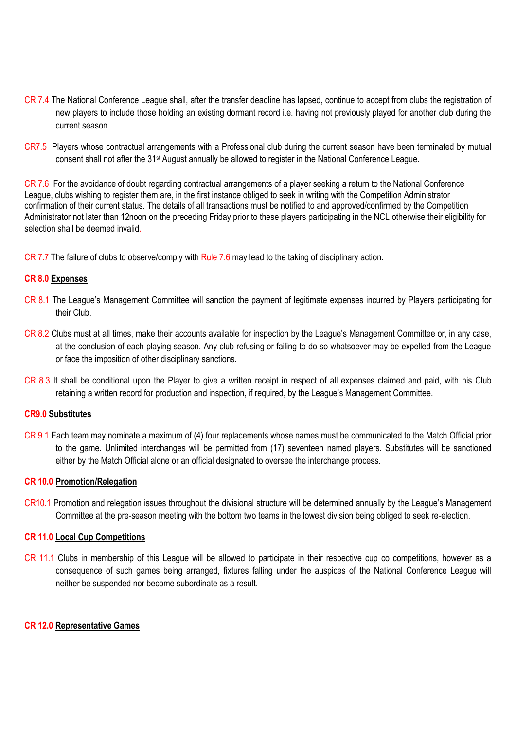CR 7.4 The National Conference League shall, after the transfer deadline has lapsed, continue to accept from clubs the registration of new players to include those holding an existing dormant record i.e. having not previously played for another club during the current season.

CR7.5 Players whose contractual arrangements with a Professional club during the current season have been terminated by mutual consent shall not after the 31st August annually be allowed to register in the National Conference League.

CR 7.6 For the avoidance of doubt regarding contractual arrangements of a player seeking a return to the National Conference League, clubs wishing to register them are, in the first instance obliged to seek in writing with the Competition Administrator confirmation of their current status. The details of all transactions must be notified to and approved/confirmed by the Competition Administrator not later than 12noon on the preceding Friday prior to these players participating in the NCL otherwise their eligibility for selection shall be deemed invalid.

CR 7.7 The failure of clubs to observe/comply with Rule 7.6 may lead to the taking of disciplinary action.

**CR 8.0 Expenses**

CR 8.1 The League's Management Committee will sanction the payment of legitimate expenses incurred by Players participating for their Club.

CR 8.2 Clubs must at all times, make their accounts available for inspection by the League's Management Committee or, in any case, at the conclusion of each playing season. Any club refusing or failing to do so whatsoever may be expelled from the League or face the imposition of other disciplinary sanctions.

CR 8.3 It shall be conditional upon the Player to give a written receipt in respect of all expenses claimed and paid, with his Club retaining a written record for production and inspection, if required, by the League's Management Committee.

**CR9.0 Substitutes**

CR 9.1 Each team may nominate a maximum of (4) four replacements whose names must be communicated to the Match Official prior to the game**.** Unlimited interchanges will be permitted from (17) seventeen named players. Substitutes will be sanctioned either by the Match Official alone or an official designated to oversee the interchange process.

**CR 10.0 Promotion/Relegation**

CR10.1 Promotion and relegation issues throughout the divisional structure will be determined annually by the League's Management Committee at the pre-season meeting with the bottom two teams in the lowest division being obliged to seek re-election.

**CR 11.0 Local Cup Competitions**

CR 11.1 Clubs in membership of this League will be allowed to participate in their respective cup co competitions, however as a consequence of such games being arranged, fixtures falling under the auspices of the National Conference League will neither be suspended nor become subordinate as a result.

**CR 12.0 Representative Games**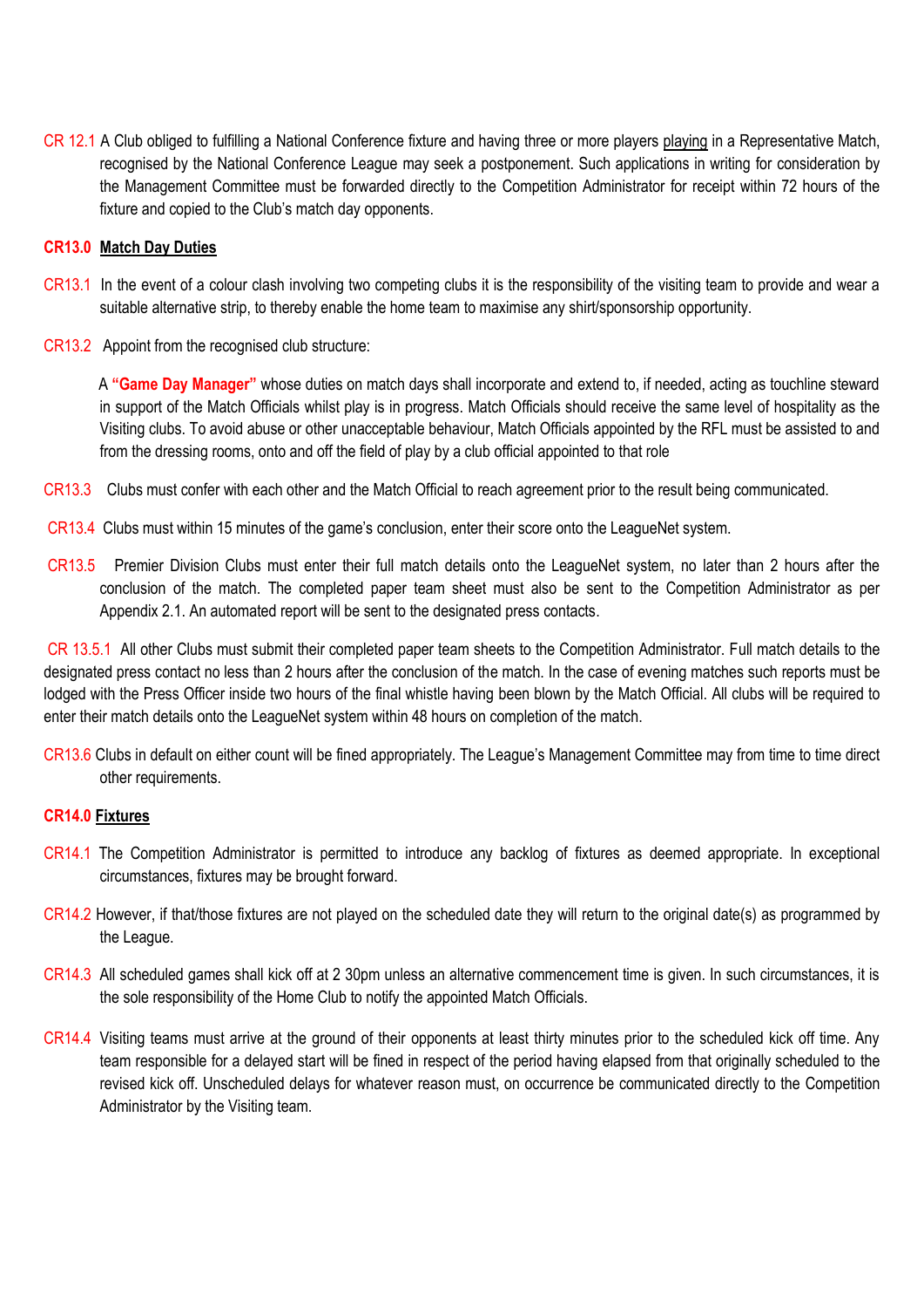CR 12.1 A Club obliged to fulfilling a National Conference fixture and having three or more players playing in a Representative Match, recognised by the National Conference League may seek a postponement. Such applications in writing for consideration by the Management Committee must be forwarded directly to the Competition Administrator for receipt within 72 hours of the fixture and copied to the Club's match day opponents.

**CR13.0 Match Day Duties**

CR13.1 In the event of a colour clash involving two competing clubs it is the responsibility of the visiting team to provide and wear a suitable alternative strip, to thereby enable the home team to maximise any shirt/sponsorship opportunity.

CR13.2 Appoint from the recognised club structure:

A **"Game Day Manager"** whose duties on match days shall incorporate and extend to, if needed, acting as touchline steward in support of the Match Officials whilst play is in progress. Match Officials should receive the same level of hospitality as the Visiting clubs. To avoid abuse or other unacceptable behaviour, Match Officials appointed by the RFL must be assisted to and from the dressing rooms, onto and off the field of play by a club official appointed to that role

CR13.3 Clubs must confer with each other and the Match Official to reach agreement prior to the result being communicated.

CR13.4 Clubs must within 15 minutes of the game's conclusion, enter their score onto the LeagueNet system.

CR13.5 Premier Division Clubs must enter their full match details onto the LeagueNet system, no later than 2 hours after the conclusion of the match. The completed paper team sheet must also be sent to the Competition Administrator as per Appendix 2.1. An automated report will be sent to the designated press contacts.

CR 13.5.1 All other Clubs must submit their completed paper team sheets to the Competition Administrator. Full match details to the designated press contact no less than 2 hours after the conclusion of the match. In the case of evening matches such reports must be lodged with the Press Officer inside two hours of the final whistle having been blown by the Match Official. All clubs will be required to enter their match details onto the LeagueNet system within 48 hours on completion of the match.

CR13.6 Clubs in default on either count will be fined appropriately. The League's Management Committee may from time to time direct other requirements.

**CR14.0 Fixtures**

CR14.1 The Competition Administrator is permitted to introduce any backlog of fixtures as deemed appropriate. In exceptional circumstances, fixtures may be brought forward.

CR14.2 However, if that/those fixtures are not played on the scheduled date they will return to the original date(s) as programmed by the League.

CR14.3 All scheduled games shall kick off at 2 30pm unless an alternative commencement time is given. In such circumstances, it is the sole responsibility of the Home Club to notify the appointed Match Officials.

CR14.4 Visiting teams must arrive at the ground of their opponents at least thirty minutes prior to the scheduled kick off time. Any team responsible for a delayed start will be fined in respect of the period having elapsed from that originally scheduled to the revised kick off. Unscheduled delays for whatever reason must, on occurrence be communicated directly to the Competition Administrator by the Visiting team.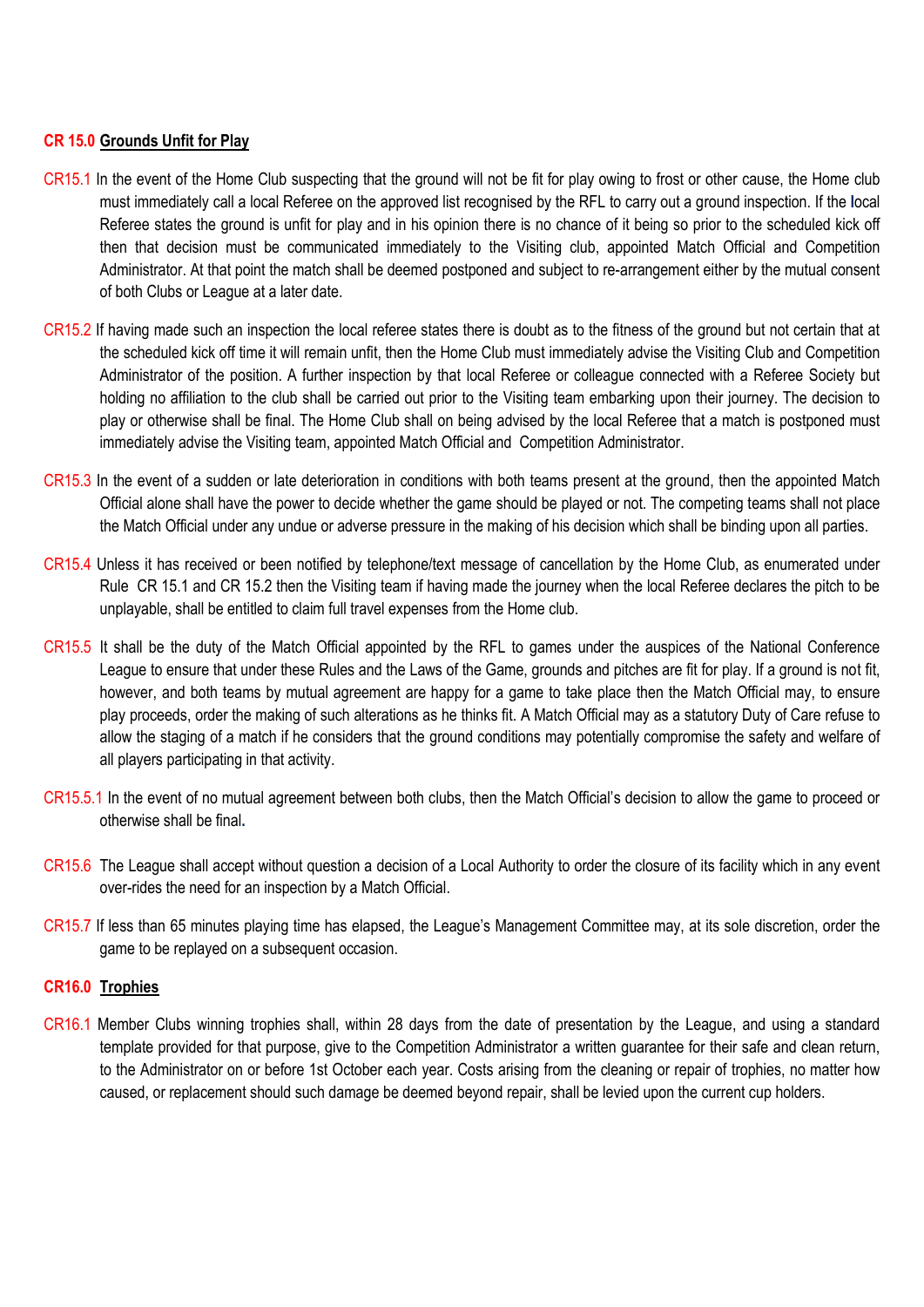## CR 15.0 Grounds Unfit for Play

CR15.1 In the event of the Home Club suspecting that the ground will not be fit for play owing to frost or other cause, the Home club must immediately call a local Referee on the approved list recognised by the RFL to carry out a ground inspection. If the local Referee states the ground is unfit for play and in his opinion there is no chance of it being so prior to the scheduled kick off then that decision must be communicated immediately to the Visiting club, appointed Match Official and Competition Administrator. At that point the match shall be deemed postponed and subject to re-arrangement either by the mutual consent of both Clubs or League at a later date.

CR15.2 If having made such an inspection the local referee states there is doubt as to the fitness of the ground but not certain that at the scheduled kick off time it will remain unfit, then the Home Club must immediately advise the Visiting Club and Competition Administrator of the position. A further inspection by that local Referee or colleague connected with a Referee Society but holding no affiliation to the club shall be carried out prior to the Visiting team embarking upon their journey. The decision to play or otherwise shall be final. The Home Club shall on being advised by the local Referee that a match is postponed must immediately advise the Visiting team, appointed Match Official and Competition Administrator.

CR15.3 In the event of a sudden or late deterioration in conditions with both teams present at the ground, then the appointed Match Official alone shall have the power to decide whether the game should be played or not. The competing teams shall not place the Match Official under any undue or adverse pressure in the making of his decision which shall be binding upon all parties.

CR15.4 Unless it has received or been notified by telephone/text message of cancellation by the Home Club, as enumerated under Rule CR 15.1 and CR 15.2 then the Visiting team if having made the journey when the local Referee declares the pitch to be unplayable, shall be entitled to claim full travel expenses from the Home club.

CR15.5 It shall be the duty of the Match Official appointed by the RFL to games under the auspices of the National Conference League to ensure that under these Rules and the Laws of the Game, grounds and pitches are fit for play. If a ground is not fit, however, and both teams by mutual agreement are happy for a game to take place then the Match Official may, to ensure play proceeds, order the making of such alterations as he thinks fit. A Match Official may as a statutory Duty of Care refuse to allow the staging of a match if he considers that the ground conditions may potentially compromise the safety and welfare of all players participating in that activity.

CR15.5.1 In the event of no mutual agreement between both clubs, then the Match Official's decision to allow the game to proceed or otherwise shall be final.

CR15.6 The League shall accept without question a decision of a Local Authority to order the closure of its facility which in any event over-rides the need for an inspection by a Match Official.

CR15.7 If less than 65 minutes playing time has elapsed, the League's Management Committee may, at its sole discretion, order the game to be replayed on a subsequent occasion.

## CR16.0 Trophies

CR16.1 Member Clubs winning trophies shall, within 28 days from the date of presentation by the League, and using a standard template provided for that purpose, give to the Competition Administrator a written guarantee for their safe and clean return, to the Administrator on or before 1st October each year. Costs arising from the cleaning or repair of trophies, no matter how caused, or replacement should such damage be deemed beyond repair, shall be levied upon the current cup holders.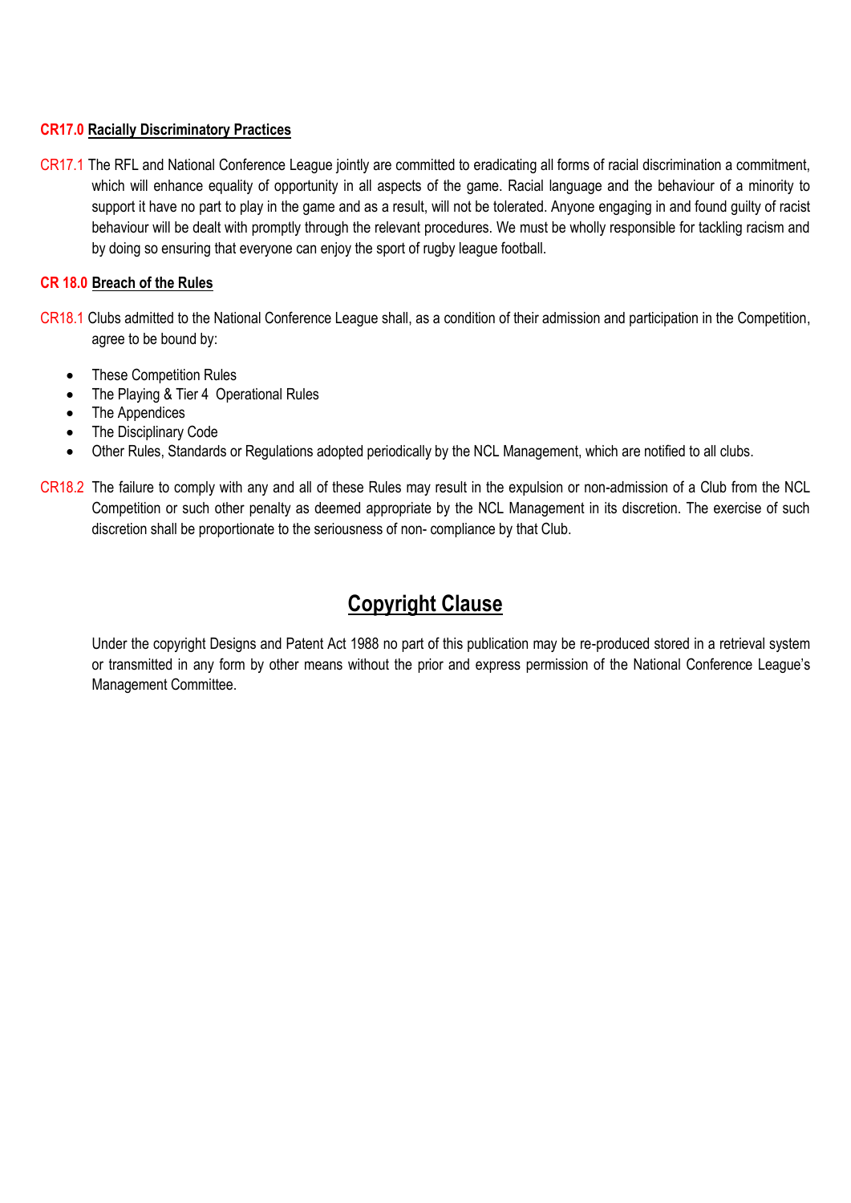### CR17.0 Racially Discriminatory Practices

CR17.1 The RFL and National Conference League jointly are committed to eradicating all forms of racial discrimination a commitment, which will enhance equality of opportunity in all aspects of the game. Racial language and the behaviour of a minority to support it have no part to play in the game and as a result, will not be tolerated. Anyone engaging in and found guilty of racist behaviour will be dealt with promptly through the relevant procedures. We must be wholly responsible for tackling racism and by doing so ensuring that everyone can enjoy the sport of rugby league football.

### CR 18.0 Breach of the Rules

CR18.1 Clubs admitted to the National Conference League shall, as a condition of their admission and participation in the Competition, agree to be bound by:

- These Competition Rules
- The Playing & Tier 4 Operational Rules
- The Appendices
- The Disciplinary Code
- Other Rules, Standards or Regulations adopted periodically by the NCL Management, which are notified to all clubs.

CR18.2 The failure to comply with any and all of these Rules may result in the expulsion or non-admission of a Club from the NCL Competition or such other penalty as deemed appropriate by the NCL Management in its discretion. The exercise of such discretion shall be proportionate to the seriousness of non- compliance by that Club.

## Copyright Clause

Under the copyright Designs and Patent Act 1988 no part of this publication may be re-produced stored in a retrieval system or transmitted in any form by other means without the prior and express permission of the National Conference League's Management Committee.